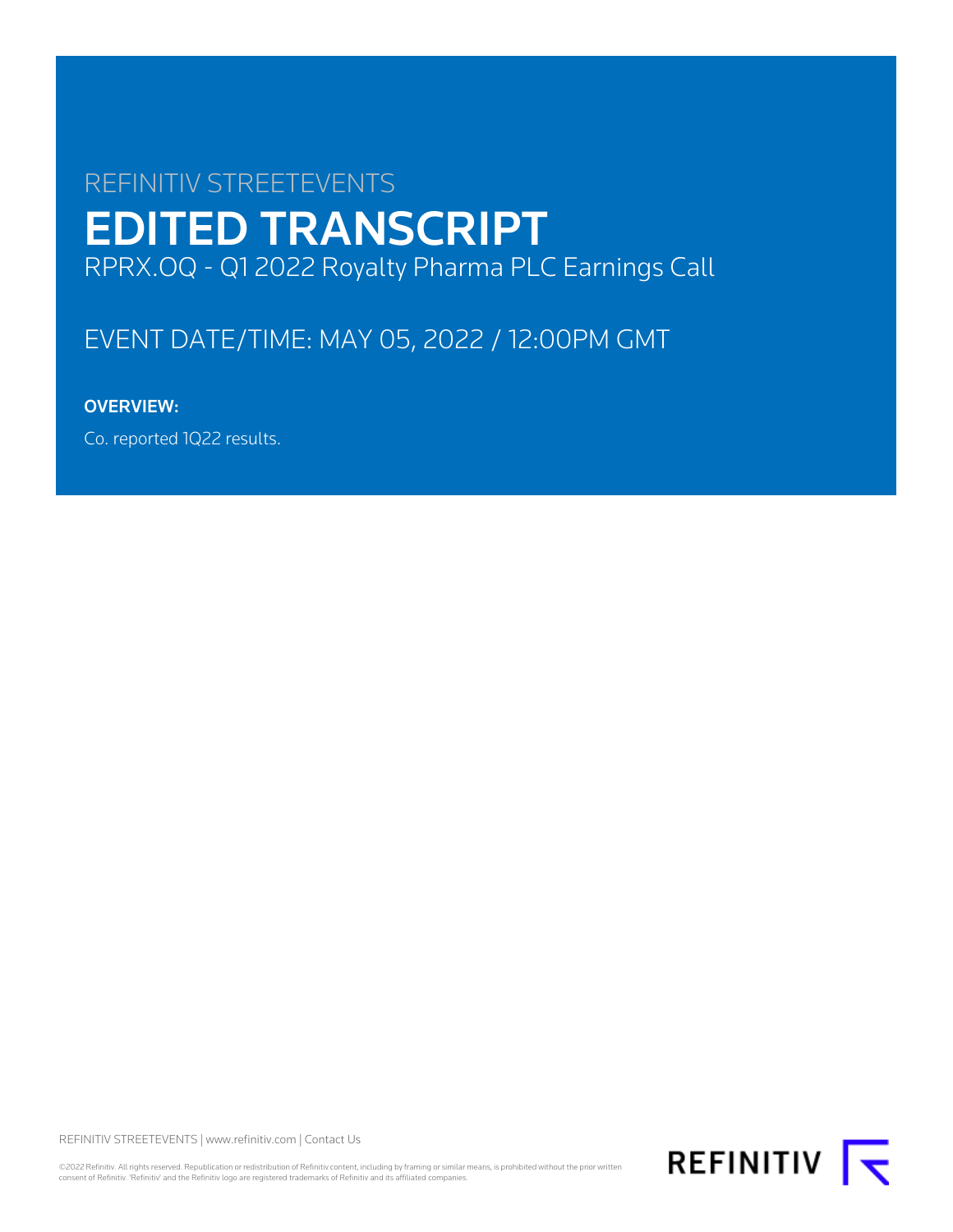REFINITIV STREETEVENTS

# EDITED TRANSCRIPT

RPRX.OQ - Q1 2022 Royalty Pharma PLC Earnings Call

EVENT DATE/TIME: MAY 05, 2022 / 12:00PM GMT

**OVERVIEW:**

Co. reported 1Q22 results.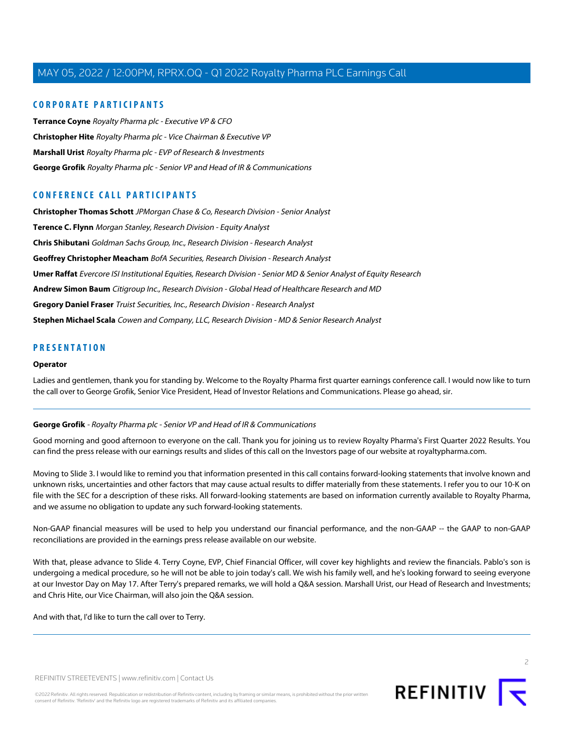## CORPORATE PARTICIPANTS

**Terrance Coyne** *Royalty Pharma plc - Executive VP & CFO*

**Christopher Hite** *Royalty Pharma plc - Vice Chairman & Executive VP*

**Marshall Urist** *Royalty Pharma plc - EVP of Research & Investments*

**George Grofik** *Royalty Pharma plc - Senior VP and Head of IR & Communications*

## CONFERENCE CALL PARTICIPANTS

**Christopher Thomas Schott** *JPMorgan Chase & Co, Research Division - Senior Analyst*

**Terence C. Flynn** *Morgan Stanley, Research Division - Equity Analyst*

**Chris Shibutani** *Goldman Sachs Group, Inc., Research Division - Research Analyst*

**Geoffrey Christopher Meacham** *BofA Securities, Research Division - Research Analyst*

**Umer Raffat** *Evercore ISI Institutional Equities, Research Division - Senior MD & Senior Analyst of Equity Research*

**Andrew Simon Baum** *Citigroup Inc., Research Division - Global Head of Healthcare Research and MD*

**Gregory Daniel Fraser** *Truist Securities, Inc., Research Division - Research Analyst*

**Stephen Michael Scala** *Cowen and Company, LLC, Research Division - MD & Senior Research Analyst*

## PRESENTATION

**Operator**

Ladies and gentlemen, thank you for standing by. Welcome to the Royalty Pharma first quarter earnings conference call. I would now like to turn the call over to George Grofik, Senior Vice President, Head of Investor Relations and Communications. Please go ahead, sir.

---

**George Grofik** *- Royalty Pharma plc - Senior VP and Head of IR & Communications*

Good morning and good afternoon to everyone on the call. Thank you for joining us to review Royalty Pharma's First Quarter 2022 Results. You can find the press release with our earnings results and slides of this call on the Investors page of our website at royaltypharma.com.

Moving to Slide 3. I would like to remind you that information presented in this call contains forward-looking statements that involve known and unknown risks, uncertainties and other factors that may cause actual results to differ materially from these statements. I refer you to our 10-K on file with the SEC for a description of these risks. All forward-looking statements are based on information currently available to Royalty Pharma, and we assume no obligation to update any such forward-looking statements.

Non-GAAP financial measures will be used to help you understand our financial performance, and the non-GAAP -- the GAAP to non-GAAP reconciliations are provided in the earnings press release available on our website.

With that, please advance to Slide 4. Terry Coyne, EVP, Chief Financial Officer, will cover key highlights and review the financials. Pablo's son is undergoing a medical procedure, so he will not be able to join today's call. We wish his family well, and he's looking forward to seeing everyone at our Investor Day on May 17. After Terry's prepared remarks, we will hold a Q&A session. Marshall Urist, our Head of Research and Investments; and Chris Hite, our Vice Chairman, will also join the Q&A session.

And with that, I'd like to turn the call over to Terry.

---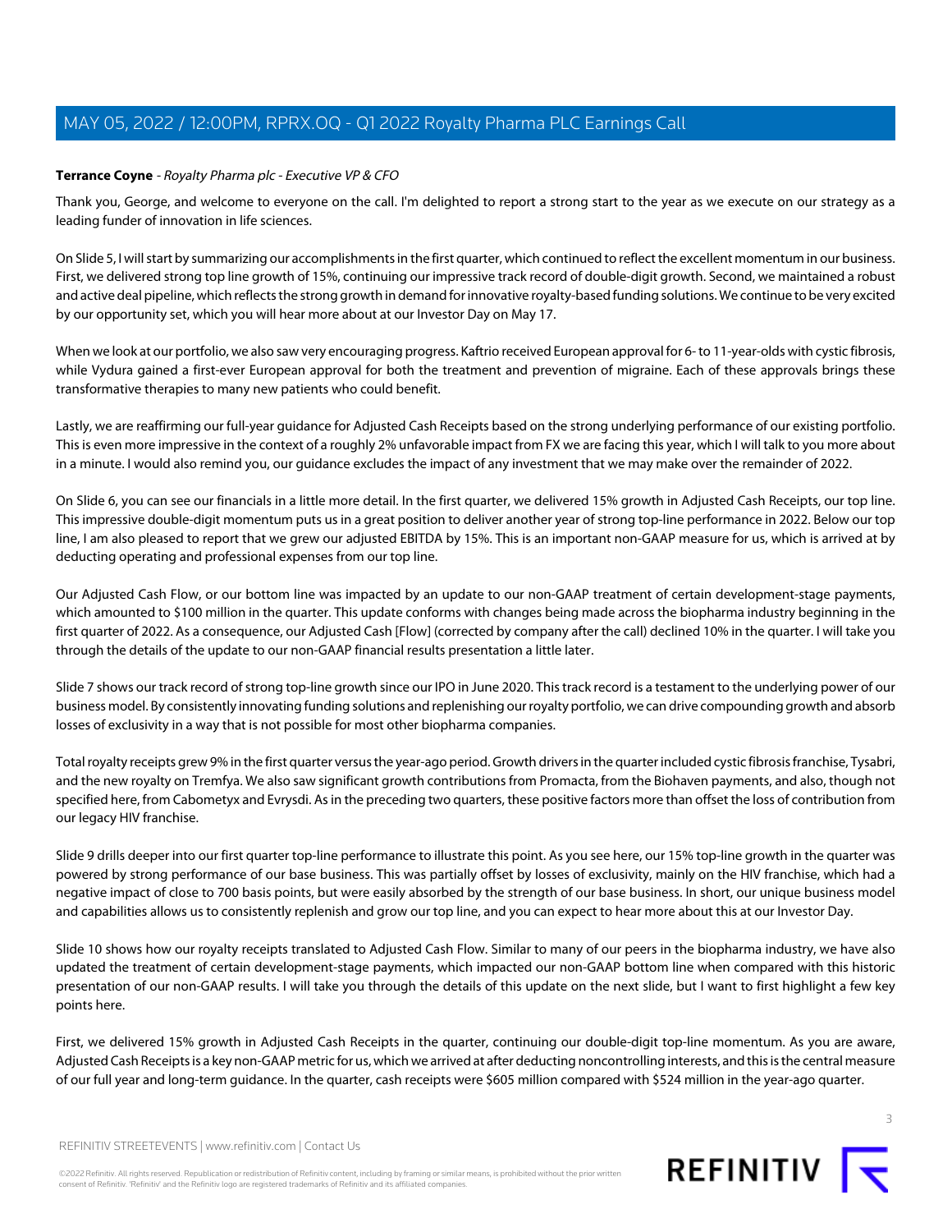**Terrance Coyne** - *Royalty Pharma plc - Executive VP & CFO*

Thank you, George, and welcome to everyone on the call. I'm delighted to report a strong start to the year as we execute on our strategy as a leading funder of innovation in life sciences.

On Slide 5, I will start by summarizing our accomplishments in the first quarter, which continued to reflect the excellent momentum in our business. First, we delivered strong top line growth of 15%, continuing our impressive track record of double-digit growth. Second, we maintained a robust and active deal pipeline, which reflects the strong growth in demand for innovative royalty-based funding solutions. We continue to be very excited by our opportunity set, which you will hear more about at our Investor Day on May 17.

When we look at our portfolio, we also saw very encouraging progress. Kaftrio received European approval for 6- to 11-year-olds with cystic fibrosis, while Vydura gained a first-ever European approval for both the treatment and prevention of migraine. Each of these approvals brings these transformative therapies to many new patients who could benefit.

Lastly, we are reaffirming our full-year guidance for Adjusted Cash Receipts based on the strong underlying performance of our existing portfolio. This is even more impressive in the context of a roughly 2% unfavorable impact from FX we are facing this year, which I will talk to you more about in a minute. I would also remind you, our guidance excludes the impact of any investment that we may make over the remainder of 2022.

On Slide 6, you can see our financials in a little more detail. In the first quarter, we delivered 15% growth in Adjusted Cash Receipts, our top line. This impressive double-digit momentum puts us in a great position to deliver another year of strong top-line performance in 2022. Below our top line, I am also pleased to report that we grew our adjusted EBITDA by 15%. This is an important non-GAAP measure for us, which is arrived at by deducting operating and professional expenses from our top line.

Our Adjusted Cash Flow, or our bottom line was impacted by an update to our non-GAAP treatment of certain development-stage payments, which amounted to $100 million in the quarter. This update conforms with changes being made across the biopharma industry beginning in the first quarter of 2022. As a consequence, our Adjusted Cash [Flow] (corrected by company after the call) declined 10% in the quarter. I will take you through the details of the update to our non-GAAP financial results presentation a little later.

Slide 7 shows our track record of strong top-line growth since our IPO in June 2020. This track record is a testament to the underlying power of our business model. By consistently innovating funding solutions and replenishing our royalty portfolio, we can drive compounding growth and absorb losses of exclusivity in a way that is not possible for most other biopharma companies.

Total royalty receipts grew 9% in the first quarter versus the year-ago period. Growth drivers in the quarter included cystic fibrosis franchise, Tysabri, and the new royalty on Tremfya. We also saw significant growth contributions from Promacta, from the Biohaven payments, and also, though not specified here, from Cabometyx and Evrysdi. As in the preceding two quarters, these positive factors more than offset the loss of contribution from our legacy HIV franchise.

Slide 9 drills deeper into our first quarter top-line performance to illustrate this point. As you see here, our 15% top-line growth in the quarter was powered by strong performance of our base business. This was partially offset by losses of exclusivity, mainly on the HIV franchise, which had a negative impact of close to 700 basis points, but were easily absorbed by the strength of our base business. In short, our unique business model and capabilities allows us to consistently replenish and grow our top line, and you can expect to hear more about this at our Investor Day.

Slide 10 shows how our royalty receipts translated to Adjusted Cash Flow. Similar to many of our peers in the biopharma industry, we have also updated the treatment of certain development-stage payments, which impacted our non-GAAP bottom line when compared with this historic presentation of our non-GAAP results. I will take you through the details of this update on the next slide, but I want to first highlight a few key points here.

First, we delivered 15% growth in Adjusted Cash Receipts in the quarter, continuing our double-digit top-line momentum. As you are aware, Adjusted Cash Receipts is a key non-GAAP metric for us, which we arrived at after deducting noncontrolling interests, and this is the central measure of our full year and long-term guidance. In the quarter, cash receipts were $605 million compared with $524 million in the year-ago quarter.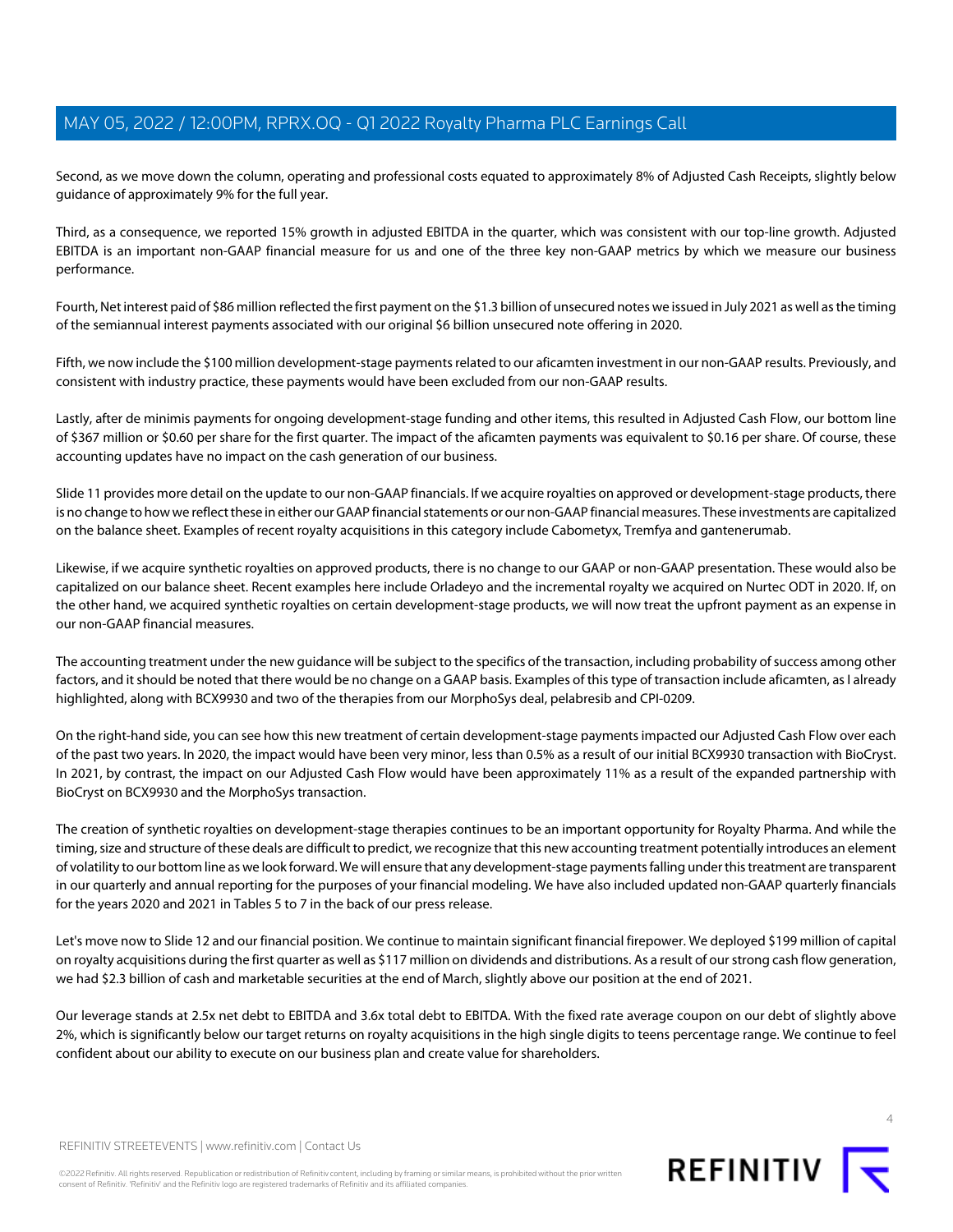Second, as we move down the column, operating and professional costs equated to approximately 8% of Adjusted Cash Receipts, slightly below guidance of approximately 9% for the full year.

Third, as a consequence, we reported 15% growth in adjusted EBITDA in the quarter, which was consistent with our top-line growth. Adjusted EBITDA is an important non-GAAP financial measure for us and one of the three key non-GAAP metrics by which we measure our business performance.

Fourth, Net interest paid of $86 million reflected the first payment on the $1.3 billion of unsecured notes we issued in July 2021 as well as the timing of the semiannual interest payments associated with our original $6 billion unsecured note offering in 2020.

Fifth, we now include the $100 million development-stage payments related to our aficamten investment in our non-GAAP results. Previously, and consistent with industry practice, these payments would have been excluded from our non-GAAP results.

Lastly, after de minimis payments for ongoing development-stage funding and other items, this resulted in Adjusted Cash Flow, our bottom line of $367 million or $0.60 per share for the first quarter. The impact of the aficamten payments was equivalent to $0.16 per share. Of course, these accounting updates have no impact on the cash generation of our business.

Slide 11 provides more detail on the update to our non-GAAP financials. If we acquire royalties on approved or development-stage products, there is no change to how we reflect these in either our GAAP financial statements or our non-GAAP financial measures. These investments are capitalized on the balance sheet. Examples of recent royalty acquisitions in this category include Cabometyx, Tremfya and gantenerumab.

Likewise, if we acquire synthetic royalties on approved products, there is no change to our GAAP or non-GAAP presentation. These would also be capitalized on our balance sheet. Recent examples here include Orladeyo and the incremental royalty we acquired on Nurtec ODT in 2020. If, on the other hand, we acquired synthetic royalties on certain development-stage products, we will now treat the upfront payment as an expense in our non-GAAP financial measures.

The accounting treatment under the new guidance will be subject to the specifics of the transaction, including probability of success among other factors, and it should be noted that there would be no change on a GAAP basis. Examples of this type of transaction include aficamten, as I already highlighted, along with BCX9930 and two of the therapies from our MorphoSys deal, pelabresib and CPI-0209.

On the right-hand side, you can see how this new treatment of certain development-stage payments impacted our Adjusted Cash Flow over each of the past two years. In 2020, the impact would have been very minor, less than 0.5% as a result of our initial BCX9930 transaction with BioCryst. In 2021, by contrast, the impact on our Adjusted Cash Flow would have been approximately 11% as a result of the expanded partnership with BioCryst on BCX9930 and the MorphoSys transaction.

The creation of synthetic royalties on development-stage therapies continues to be an important opportunity for Royalty Pharma. And while the timing, size and structure of these deals are difficult to predict, we recognize that this new accounting treatment potentially introduces an element of volatility to our bottom line as we look forward. We will ensure that any development-stage payments falling under this treatment are transparent in our quarterly and annual reporting for the purposes of your financial modeling. We have also included updated non-GAAP quarterly financials for the years 2020 and 2021 in Tables 5 to 7 in the back of our press release.

Let's move now to Slide 12 and our financial position. We continue to maintain significant financial firepower. We deployed $199 million of capital on royalty acquisitions during the first quarter as well as $117 million on dividends and distributions. As a result of our strong cash flow generation, we had $2.3 billion of cash and marketable securities at the end of March, slightly above our position at the end of 2021.

Our leverage stands at 2.5x net debt to EBITDA and 3.6x total debt to EBITDA. With the fixed rate average coupon on our debt of slightly above 2%, which is significantly below our target returns on royalty acquisitions in the high single digits to teens percentage range. We continue to feel confident about our ability to execute on our business plan and create value for shareholders.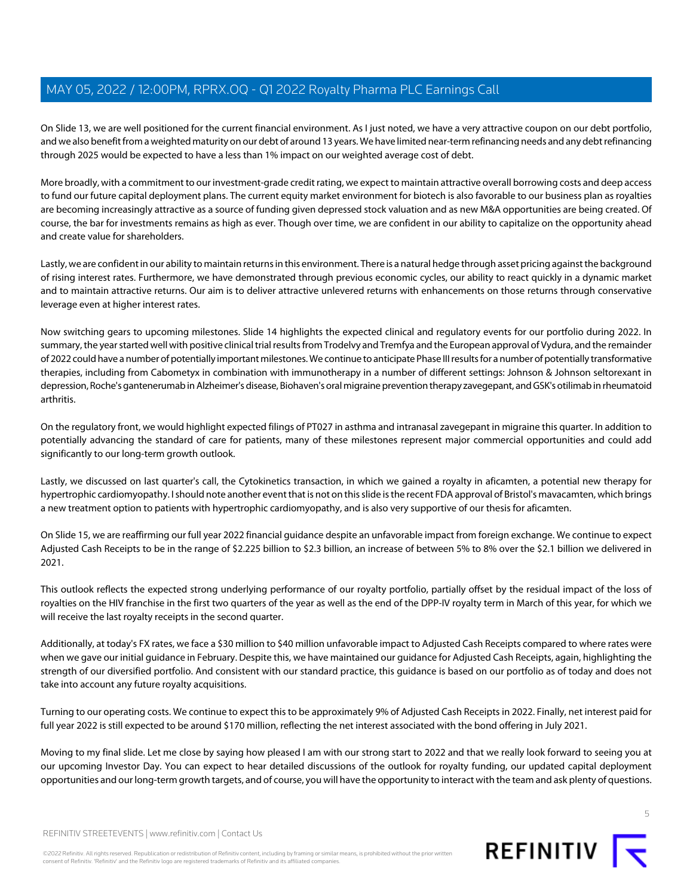On Slide 13, we are well positioned for the current financial environment. As I just noted, we have a very attractive coupon on our debt portfolio, and we also benefit from a weighted maturity on our debt of around 13 years. We have limited near-term refinancing needs and any debt refinancing through 2025 would be expected to have a less than 1% impact on our weighted average cost of debt.

More broadly, with a commitment to our investment-grade credit rating, we expect to maintain attractive overall borrowing costs and deep access to fund our future capital deployment plans. The current equity market environment for biotech is also favorable to our business plan as royalties are becoming increasingly attractive as a source of funding given depressed stock valuation and as new M&A opportunities are being created. Of course, the bar for investments remains as high as ever. Though over time, we are confident in our ability to capitalize on the opportunity ahead and create value for shareholders.

Lastly, we are confident in our ability to maintain returns in this environment. There is a natural hedge through asset pricing against the background of rising interest rates. Furthermore, we have demonstrated through previous economic cycles, our ability to react quickly in a dynamic market and to maintain attractive returns. Our aim is to deliver attractive unlevered returns with enhancements on those returns through conservative leverage even at higher interest rates.

Now switching gears to upcoming milestones. Slide 14 highlights the expected clinical and regulatory events for our portfolio during 2022. In summary, the year started well with positive clinical trial results from Trodelvy and Tremfya and the European approval of Vydura, and the remainder of 2022 could have a number of potentially important milestones. We continue to anticipate Phase III results for a number of potentially transformative therapies, including from Cabometyx in combination with immunotherapy in a number of different settings: Johnson & Johnson seltorexant in depression, Roche's gantenerumab in Alzheimer's disease, Biohaven's oral migraine prevention therapy zavegepant, and GSK's otilimab in rheumatoid arthritis.

On the regulatory front, we would highlight expected filings of PT027 in asthma and intranasal zavegepant in migraine this quarter. In addition to potentially advancing the standard of care for patients, many of these milestones represent major commercial opportunities and could add significantly to our long-term growth outlook.

Lastly, we discussed on last quarter's call, the Cytokinetics transaction, in which we gained a royalty in aficamten, a potential new therapy for hypertrophic cardiomyopathy. I should note another event that is not on this slide is the recent FDA approval of Bristol's mavacamten, which brings a new treatment option to patients with hypertrophic cardiomyopathy, and is also very supportive of our thesis for aficamten.

On Slide 15, we are reaffirming our full year 2022 financial guidance despite an unfavorable impact from foreign exchange. We continue to expect Adjusted Cash Receipts to be in the range of $2.225 billion to $2.3 billion, an increase of between 5% to 8% over the $2.1 billion we delivered in 2021.

This outlook reflects the expected strong underlying performance of our royalty portfolio, partially offset by the residual impact of the loss of royalties on the HIV franchise in the first two quarters of the year as well as the end of the DPP-IV royalty term in March of this year, for which we will receive the last royalty receipts in the second quarter.

Additionally, at today's FX rates, we face a $30 million to $40 million unfavorable impact to Adjusted Cash Receipts compared to where rates were when we gave our initial guidance in February. Despite this, we have maintained our guidance for Adjusted Cash Receipts, again, highlighting the strength of our diversified portfolio. And consistent with our standard practice, this guidance is based on our portfolio as of today and does not take into account any future royalty acquisitions.

Turning to our operating costs. We continue to expect this to be approximately 9% of Adjusted Cash Receipts in 2022. Finally, net interest paid for full year 2022 is still expected to be around $170 million, reflecting the net interest associated with the bond offering in July 2021.

Moving to my final slide. Let me close by saying how pleased I am with our strong start to 2022 and that we really look forward to seeing you at our upcoming Investor Day. You can expect to hear detailed discussions of the outlook for royalty funding, our updated capital deployment opportunities and our long-term growth targets, and of course, you will have the opportunity to interact with the team and ask plenty of questions.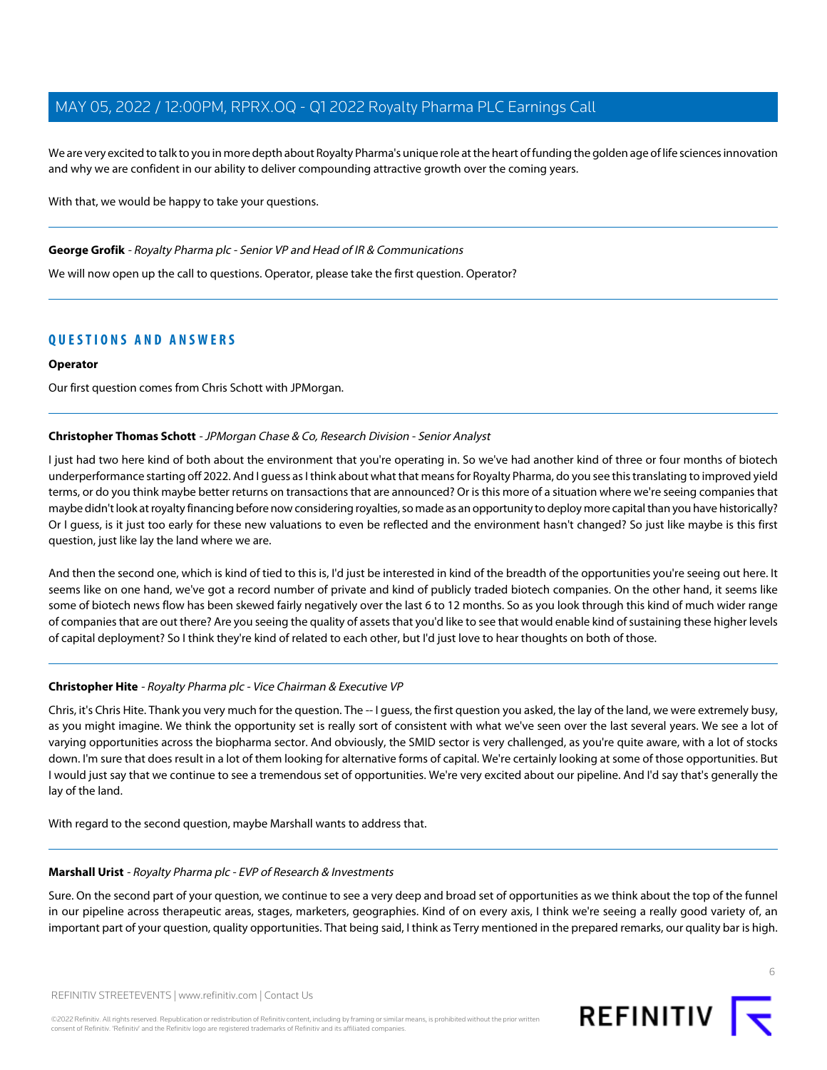We are very excited to talk to you in more depth about Royalty Pharma's unique role at the heart of funding the golden age of life sciences innovation and why we are confident in our ability to deliver compounding attractive growth over the coming years.

With that, we would be happy to take your questions.

---

**George Grofik** - *Royalty Pharma plc - Senior VP and Head of IR & Communications*

We will now open up the call to questions. Operator, please take the first question. Operator?

---

## QUESTIONS AND ANSWERS

**Operator**

Our first question comes from Chris Schott with JPMorgan.

---

**Christopher Thomas Schott** - *JPMorgan Chase & Co, Research Division - Senior Analyst*

I just had two here kind of both about the environment that you're operating in. So we've had another kind of three or four months of biotech underperformance starting off 2022. And I guess as I think about what that means for Royalty Pharma, do you see this translating to improved yield terms, or do you think maybe better returns on transactions that are announced? Or is this more of a situation where we're seeing companies that maybe didn't look at royalty financing before now considering royalties, so made as an opportunity to deploy more capital than you have historically? Or I guess, is it just too early for these new valuations to even be reflected and the environment hasn't changed? So just like maybe is this first question, just like lay the land where we are.

And then the second one, which is kind of tied to this is, I'd just be interested in kind of the breadth of the opportunities you're seeing out here. It seems like on one hand, we've got a record number of private and kind of publicly traded biotech companies. On the other hand, it seems like some of biotech news flow has been skewed fairly negatively over the last 6 to 12 months. So as you look through this kind of much wider range of companies that are out there? Are you seeing the quality of assets that you'd like to see that would enable kind of sustaining these higher levels of capital deployment? So I think they're kind of related to each other, but I'd just love to hear thoughts on both of those.

---

**Christopher Hite** - *Royalty Pharma plc - Vice Chairman & Executive VP*

Chris, it's Chris Hite. Thank you very much for the question. The -- I guess, the first question you asked, the lay of the land, we were extremely busy, as you might imagine. We think the opportunity set is really sort of consistent with what we've seen over the last several years. We see a lot of varying opportunities across the biopharma sector. And obviously, the SMID sector is very challenged, as you're quite aware, with a lot of stocks down. I'm sure that does result in a lot of them looking for alternative forms of capital. We're certainly looking at some of those opportunities. But I would just say that we continue to see a tremendous set of opportunities. We're very excited about our pipeline. And I'd say that's generally the lay of the land.

With regard to the second question, maybe Marshall wants to address that.

---

**Marshall Urist** - *Royalty Pharma plc - EVP of Research & Investments*

Sure. On the second part of your question, we continue to see a very deep and broad set of opportunities as we think about the top of the funnel in our pipeline across therapeutic areas, stages, marketers, geographies. Kind of on every axis, I think we're seeing a really good variety of, an important part of your question, quality opportunities. That being said, I think as Terry mentioned in the prepared remarks, our quality bar is high.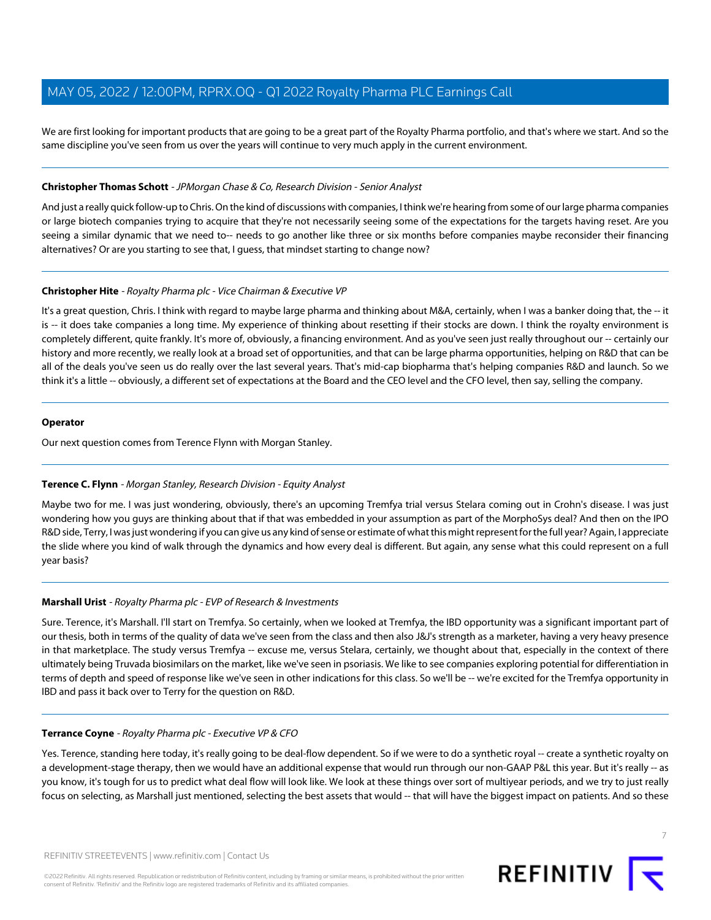We are first looking for important products that are going to be a great part of the Royalty Pharma portfolio, and that's where we start. And so the same discipline you've seen from us over the years will continue to very much apply in the current environment.

---

**Christopher Thomas Schott** - *JPMorgan Chase & Co, Research Division - Senior Analyst*

And just a really quick follow-up to Chris. On the kind of discussions with companies, I think we're hearing from some of our large pharma companies or large biotech companies trying to acquire that they're not necessarily seeing some of the expectations for the targets having reset. Are you seeing a similar dynamic that we need to-- needs to go another like three or six months before companies maybe reconsider their financing alternatives? Or are you starting to see that, I guess, that mindset starting to change now?

---

**Christopher Hite** - *Royalty Pharma plc - Vice Chairman & Executive VP*

It's a great question, Chris. I think with regard to maybe large pharma and thinking about M&A, certainly, when I was a banker doing that, the -- it is -- it does take companies a long time. My experience of thinking about resetting if their stocks are down. I think the royalty environment is completely different, quite frankly. It's more of, obviously, a financing environment. And as you've seen just really throughout our -- certainly our history and more recently, we really look at a broad set of opportunities, and that can be large pharma opportunities, helping on R&D that can be all of the deals you've seen us do really over the last several years. That's mid-cap biopharma that's helping companies R&D and launch. So we think it's a little -- obviously, a different set of expectations at the Board and the CEO level and the CFO level, then say, selling the company.

---

**Operator**

Our next question comes from Terence Flynn with Morgan Stanley.

---

**Terence C. Flynn** - *Morgan Stanley, Research Division - Equity Analyst*

Maybe two for me. I was just wondering, obviously, there's an upcoming Tremfya trial versus Stelara coming out in Crohn's disease. I was just wondering how you guys are thinking about that if that was embedded in your assumption as part of the MorphoSys deal? And then on the IPO R&D side, Terry, I was just wondering if you can give us any kind of sense or estimate of what this might represent for the full year? Again, I appreciate the slide where you kind of walk through the dynamics and how every deal is different. But again, any sense what this could represent on a full year basis?

---

**Marshall Urist** - *Royalty Pharma plc - EVP of Research & Investments*

Sure. Terence, it's Marshall. I'll start on Tremfya. So certainly, when we looked at Tremfya, the IBD opportunity was a significant important part of our thesis, both in terms of the quality of data we've seen from the class and then also J&J's strength as a marketer, having a very heavy presence in that marketplace. The study versus Tremfya -- excuse me, versus Stelara, certainly, we thought about that, especially in the context of there ultimately being Truvada biosimilars on the market, like we've seen in psoriasis. We like to see companies exploring potential for differentiation in terms of depth and speed of response like we've seen in other indications for this class. So we'll be -- we're excited for the Tremfya opportunity in IBD and pass it back over to Terry for the question on R&D.

---

**Terrance Coyne** - *Royalty Pharma plc - Executive VP & CFO*

Yes. Terence, standing here today, it's really going to be deal-flow dependent. So if we were to do a synthetic royal -- create a synthetic royalty on a development-stage therapy, then we would have an additional expense that would run through our non-GAAP P&L this year. But it's really -- as you know, it's tough for us to predict what deal flow will look like. We look at these things over sort of multiyear periods, and we try to just really focus on selecting, as Marshall just mentioned, selecting the best assets that would -- that will have the biggest impact on patients. And so these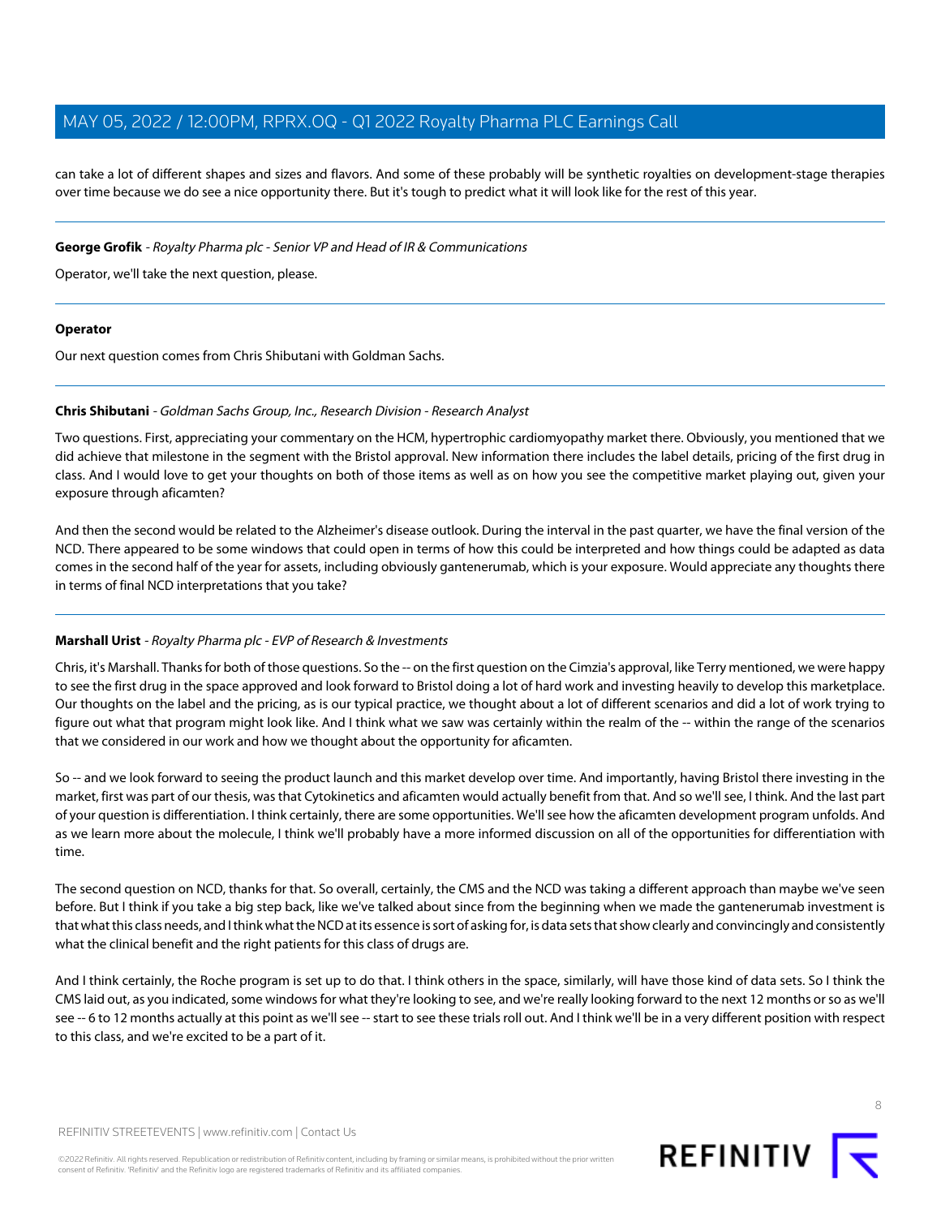can take a lot of different shapes and sizes and flavors. And some of these probably will be synthetic royalties on development-stage therapies over time because we do see a nice opportunity there. But it's tough to predict what it will look like for the rest of this year.

---

**George Grofik** - *Royalty Pharma plc - Senior VP and Head of IR & Communications*

Operator, we'll take the next question, please.

---

**Operator**

Our next question comes from Chris Shibutani with Goldman Sachs.

---

**Chris Shibutani** - *Goldman Sachs Group, Inc., Research Division - Research Analyst*

Two questions. First, appreciating your commentary on the HCM, hypertrophic cardiomyopathy market there. Obviously, you mentioned that we did achieve that milestone in the segment with the Bristol approval. New information there includes the label details, pricing of the first drug in class. And I would love to get your thoughts on both of those items as well as on how you see the competitive market playing out, given your exposure through aficamten?

And then the second would be related to the Alzheimer's disease outlook. During the interval in the past quarter, we have the final version of the NCD. There appeared to be some windows that could open in terms of how this could be interpreted and how things could be adapted as data comes in the second half of the year for assets, including obviously gantenerumab, which is your exposure. Would appreciate any thoughts there in terms of final NCD interpretations that you take?

---

**Marshall Urist** - *Royalty Pharma plc - EVP of Research & Investments*

Chris, it's Marshall. Thanks for both of those questions. So the -- on the first question on the Cimzia's approval, like Terry mentioned, we were happy to see the first drug in the space approved and look forward to Bristol doing a lot of hard work and investing heavily to develop this marketplace. Our thoughts on the label and the pricing, as is our typical practice, we thought about a lot of different scenarios and did a lot of work trying to figure out what that program might look like. And I think what we saw was certainly within the realm of the -- within the range of the scenarios that we considered in our work and how we thought about the opportunity for aficamten.

So -- and we look forward to seeing the product launch and this market develop over time. And importantly, having Bristol there investing in the market, first was part of our thesis, was that Cytokinetics and aficamten would actually benefit from that. And so we'll see, I think. And the last part of your question is differentiation. I think certainly, there are some opportunities. We'll see how the aficamten development program unfolds. And as we learn more about the molecule, I think we'll probably have a more informed discussion on all of the opportunities for differentiation with time.

The second question on NCD, thanks for that. So overall, certainly, the CMS and the NCD was taking a different approach than maybe we've seen before. But I think if you take a big step back, like we've talked about since from the beginning when we made the gantenerumab investment is that what this class needs, and I think what the NCD at its essence is sort of asking for, is data sets that show clearly and convincingly and consistently what the clinical benefit and the right patients for this class of drugs are.

And I think certainly, the Roche program is set up to do that. I think others in the space, similarly, will have those kind of data sets. So I think the CMS laid out, as you indicated, some windows for what they're looking to see, and we're really looking forward to the next 12 months or so as we'll see -- 6 to 12 months actually at this point as we'll see -- start to see these trials roll out. And I think we'll be in a very different position with respect to this class, and we're excited to be a part of it.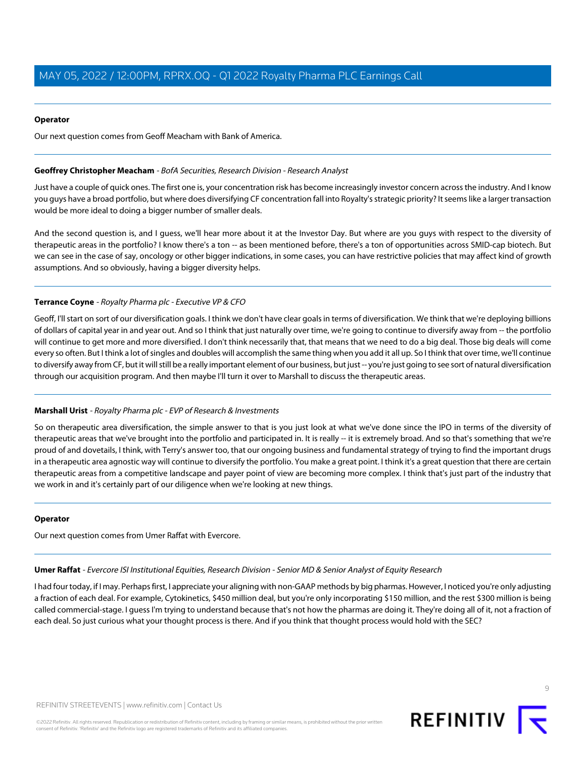**Operator**

Our next question comes from Geoff Meacham with Bank of America.

---

**Geoffrey Christopher Meacham** - *BofA Securities, Research Division - Research Analyst*

Just have a couple of quick ones. The first one is, your concentration risk has become increasingly investor concern across the industry. And I know you guys have a broad portfolio, but where does diversifying CF concentration fall into Royalty's strategic priority? It seems like a larger transaction would be more ideal to doing a bigger number of smaller deals.

And the second question is, and I guess, we'll hear more about it at the Investor Day. But where are you guys with respect to the diversity of therapeutic areas in the portfolio? I know there's a ton -- as been mentioned before, there's a ton of opportunities across SMID-cap biotech. But we can see in the case of say, oncology or other bigger indications, in some cases, you can have restrictive policies that may affect kind of growth assumptions. And so obviously, having a bigger diversity helps.

---

**Terrance Coyne** - *Royalty Pharma plc - Executive VP & CFO*

Geoff, I'll start on sort of our diversification goals. I think we don't have clear goals in terms of diversification. We think that we're deploying billions of dollars of capital year in and year out. And so I think that just naturally over time, we're going to continue to diversify away from -- the portfolio will continue to get more and more diversified. I don't think necessarily that, that means that we need to do a big deal. Those big deals will come every so often. But I think a lot of singles and doubles will accomplish the same thing when you add it all up. So I think that over time, we'll continue to diversify away from CF, but it will still be a really important element of our business, but just -- you're just going to see sort of natural diversification through our acquisition program. And then maybe I'll turn it over to Marshall to discuss the therapeutic areas.

---

**Marshall Urist** - *Royalty Pharma plc - EVP of Research & Investments*

So on therapeutic area diversification, the simple answer to that is you just look at what we've done since the IPO in terms of the diversity of therapeutic areas that we've brought into the portfolio and participated in. It is really -- it is extremely broad. And so that's something that we're proud of and dovetails, I think, with Terry's answer too, that our ongoing business and fundamental strategy of trying to find the important drugs in a therapeutic area agnostic way will continue to diversify the portfolio. You make a great point. I think it's a great question that there are certain therapeutic areas from a competitive landscape and payer point of view are becoming more complex. I think that's just part of the industry that we work in and it's certainly part of our diligence when we're looking at new things.

---

**Operator**

Our next question comes from Umer Raffat with Evercore.

---

**Umer Raffat** - *Evercore ISI Institutional Equities, Research Division - Senior MD & Senior Analyst of Equity Research*

I had four today, if I may. Perhaps first, I appreciate your aligning with non-GAAP methods by big pharmas. However, I noticed you're only adjusting a fraction of each deal. For example, Cytokinetics, $450 million deal, but you're only incorporating $150 million, and the rest $300 million is being called commercial-stage. I guess I'm trying to understand because that's not how the pharmas are doing it. They're doing all of it, not a fraction of each deal. So just curious what your thought process is there. And if you think that thought process would hold with the SEC?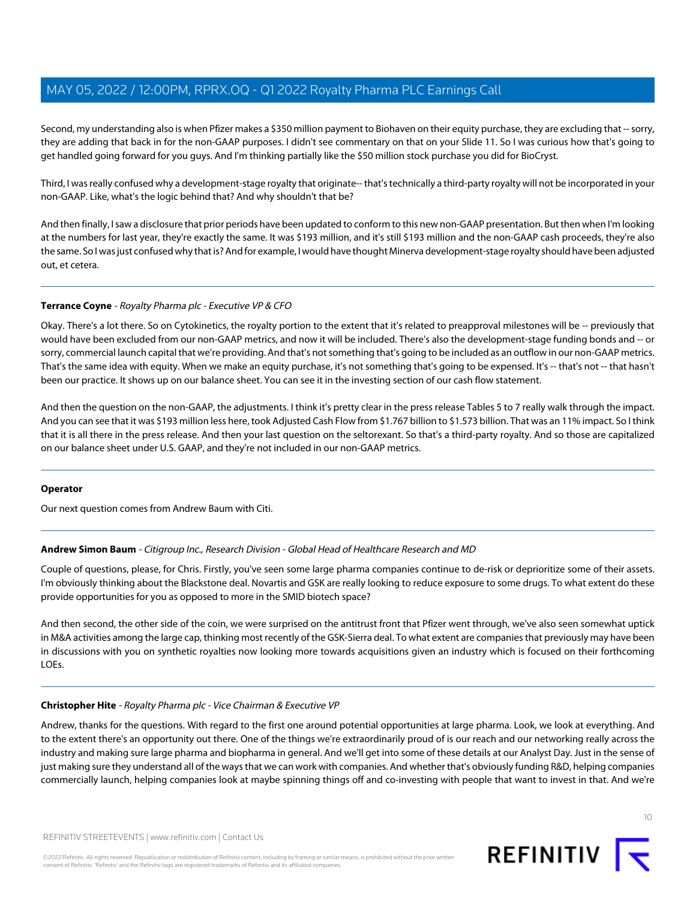Second, my understanding also is when Pfizer makes a $350 million payment to Biohaven on their equity purchase, they are excluding that -- sorry, they are adding that back in for the non-GAAP purposes. I didn't see commentary on that on your Slide 11. So I was curious how that's going to get handled going forward for you guys. And I'm thinking partially like the $50 million stock purchase you did for BioCryst.

Third, I was really confused why a development-stage royalty that originate-- that's technically a third-party royalty will not be incorporated in your non-GAAP. Like, what's the logic behind that? And why shouldn't that be?

And then finally, I saw a disclosure that prior periods have been updated to conform to this new non-GAAP presentation. But then when I'm looking at the numbers for last year, they're exactly the same. It was $193 million, and it's still $193 million and the non-GAAP cash proceeds, they're also the same. So I was just confused why that is? And for example, I would have thought Minerva development-stage royalty should have been adjusted out, et cetera.

---

**Terrance Coyne** - *Royalty Pharma plc - Executive VP & CFO*

Okay. There's a lot there. So on Cytokinetics, the royalty portion to the extent that it's related to preapproval milestones will be -- previously that would have been excluded from our non-GAAP metrics, and now it will be included. There's also the development-stage funding bonds and -- or sorry, commercial launch capital that we're providing. And that's not something that's going to be included as an outflow in our non-GAAP metrics. That's the same idea with equity. When we make an equity purchase, it's not something that's going to be expensed. It's -- that's not -- that hasn't been our practice. It shows up on our balance sheet. You can see it in the investing section of our cash flow statement.

And then the question on the non-GAAP, the adjustments. I think it's pretty clear in the press release Tables 5 to 7 really walk through the impact. And you can see that it was $193 million less here, took Adjusted Cash Flow from $1.767 billion to $1.573 billion. That was an 11% impact. So I think that it is all there in the press release. And then your last question on the seltorexant. So that's a third-party royalty. And so those are capitalized on our balance sheet under U.S. GAAP, and they're not included in our non-GAAP metrics.

---

**Operator**

Our next question comes from Andrew Baum with Citi.

---

**Andrew Simon Baum** - *Citigroup Inc., Research Division - Global Head of Healthcare Research and MD*

Couple of questions, please, for Chris. Firstly, you've seen some large pharma companies continue to de-risk or deprioritize some of their assets. I'm obviously thinking about the Blackstone deal. Novartis and GSK are really looking to reduce exposure to some drugs. To what extent do these provide opportunities for you as opposed to more in the SMID biotech space?

And then second, the other side of the coin, we were surprised on the antitrust front that Pfizer went through, we've also seen somewhat uptick in M&A activities among the large cap, thinking most recently of the GSK-Sierra deal. To what extent are companies that previously may have been in discussions with you on synthetic royalties now looking more towards acquisitions given an industry which is focused on their forthcoming LOEs.

---

**Christopher Hite** - *Royalty Pharma plc - Vice Chairman & Executive VP*

Andrew, thanks for the questions. With regard to the first one around potential opportunities at large pharma. Look, we look at everything. And to the extent there's an opportunity out there. One of the things we're extraordinarily proud of is our reach and our networking really across the industry and making sure large pharma and biopharma in general. And we'll get into some of these details at our Analyst Day. Just in the sense of just making sure they understand all of the ways that we can work with companies. And whether that's obviously funding R&D, helping companies commercially launch, helping companies look at maybe spinning things off and co-investing with people that want to invest in that. And we're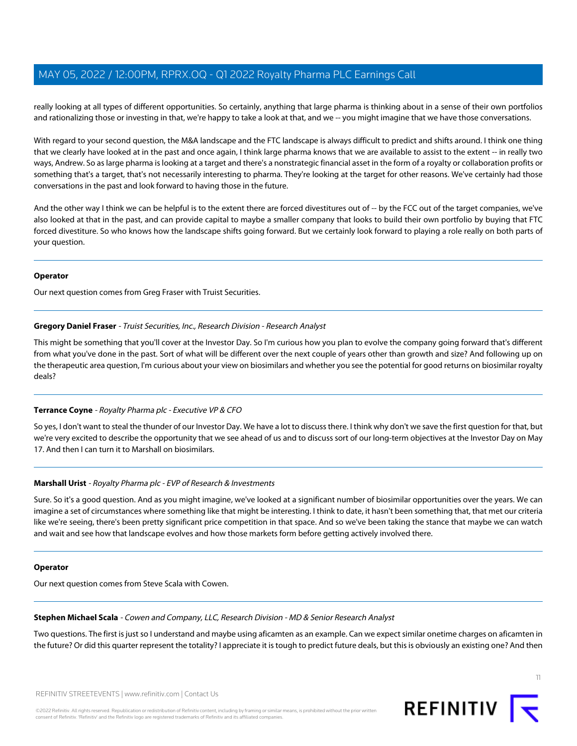really looking at all types of different opportunities. So certainly, anything that large pharma is thinking about in a sense of their own portfolios and rationalizing those or investing in that, we're happy to take a look at that, and we -- you might imagine that we have those conversations.

With regard to your second question, the M&A landscape and the FTC landscape is always difficult to predict and shifts around. I think one thing that we clearly have looked at in the past and once again, I think large pharma knows that we are available to assist to the extent -- in really two ways, Andrew. So as large pharma is looking at a target and there's a nonstrategic financial asset in the form of a royalty or collaboration profits or something that's a target, that's not necessarily interesting to pharma. They're looking at the target for other reasons. We've certainly had those conversations in the past and look forward to having those in the future.

And the other way I think we can be helpful is to the extent there are forced divestitures out of -- by the FCC out of the target companies, we've also looked at that in the past, and can provide capital to maybe a smaller company that looks to build their own portfolio by buying that FTC forced divestiture. So who knows how the landscape shifts going forward. But we certainly look forward to playing a role really on both parts of your question.

---

**Operator**

Our next question comes from Greg Fraser with Truist Securities.

---

**Gregory Daniel Fraser** - *Truist Securities, Inc., Research Division - Research Analyst*

This might be something that you'll cover at the Investor Day. So I'm curious how you plan to evolve the company going forward that's different from what you've done in the past. Sort of what will be different over the next couple of years other than growth and size? And following up on the therapeutic area question, I'm curious about your view on biosimilars and whether you see the potential for good returns on biosimilar royalty deals?

---

**Terrance Coyne** - *Royalty Pharma plc - Executive VP & CFO*

So yes, I don't want to steal the thunder of our Investor Day. We have a lot to discuss there. I think why don't we save the first question for that, but we're very excited to describe the opportunity that we see ahead of us and to discuss sort of our long-term objectives at the Investor Day on May 17. And then I can turn it to Marshall on biosimilars.

---

**Marshall Urist** - *Royalty Pharma plc - EVP of Research & Investments*

Sure. So it's a good question. And as you might imagine, we've looked at a significant number of biosimilar opportunities over the years. We can imagine a set of circumstances where something like that might be interesting. I think to date, it hasn't been something that, that met our criteria like we're seeing, there's been pretty significant price competition in that space. And so we've been taking the stance that maybe we can watch and wait and see how that landscape evolves and how those markets form before getting actively involved there.

---

**Operator**

Our next question comes from Steve Scala with Cowen.

---

**Stephen Michael Scala** - *Cowen and Company, LLC, Research Division - MD & Senior Research Analyst*

Two questions. The first is just so I understand and maybe using aficamten as an example. Can we expect similar onetime charges on aficamten in the future? Or did this quarter represent the totality? I appreciate it is tough to predict future deals, but this is obviously an existing one? And then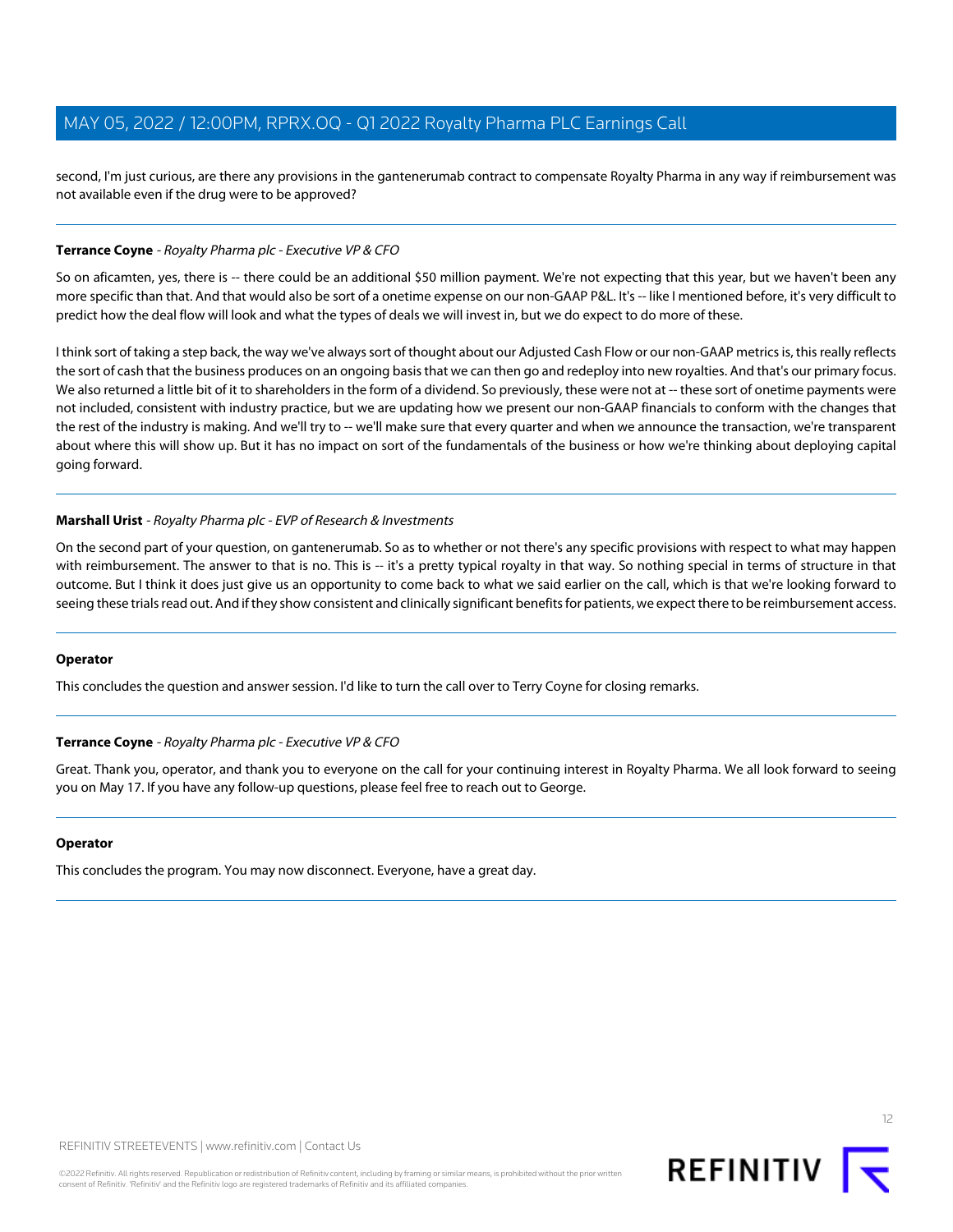second, I'm just curious, are there any provisions in the gantenerumab contract to compensate Royalty Pharma in any way if reimbursement was not available even if the drug were to be approved?

---

**Terrance Coyne** - *Royalty Pharma plc - Executive VP & CFO*

So on aficamten, yes, there is -- there could be an additional $50 million payment. We're not expecting that this year, but we haven't been any more specific than that. And that would also be sort of a onetime expense on our non-GAAP P&L. It's -- like I mentioned before, it's very difficult to predict how the deal flow will look and what the types of deals we will invest in, but we do expect to do more of these.

I think sort of taking a step back, the way we've always sort of thought about our Adjusted Cash Flow or our non-GAAP metrics is, this really reflects the sort of cash that the business produces on an ongoing basis that we can then go and redeploy into new royalties. And that's our primary focus. We also returned a little bit of it to shareholders in the form of a dividend. So previously, these were not at -- these sort of onetime payments were not included, consistent with industry practice, but we are updating how we present our non-GAAP financials to conform with the changes that the rest of the industry is making. And we'll try to -- we'll make sure that every quarter and when we announce the transaction, we're transparent about where this will show up. But it has no impact on sort of the fundamentals of the business or how we're thinking about deploying capital going forward.

---

**Marshall Urist** - *Royalty Pharma plc - EVP of Research & Investments*

On the second part of your question, on gantenerumab. So as to whether or not there's any specific provisions with respect to what may happen with reimbursement. The answer to that is no. This is -- it's a pretty typical royalty in that way. So nothing special in terms of structure in that outcome. But I think it does just give us an opportunity to come back to what we said earlier on the call, which is that we're looking forward to seeing these trials read out. And if they show consistent and clinically significant benefits for patients, we expect there to be reimbursement access.

---

**Operator**

This concludes the question and answer session. I'd like to turn the call over to Terry Coyne for closing remarks.

---

**Terrance Coyne** - *Royalty Pharma plc - Executive VP & CFO*

Great. Thank you, operator, and thank you to everyone on the call for your continuing interest in Royalty Pharma. We all look forward to seeing you on May 17. If you have any follow-up questions, please feel free to reach out to George.

---

**Operator**

This concludes the program. You may now disconnect. Everyone, have a great day.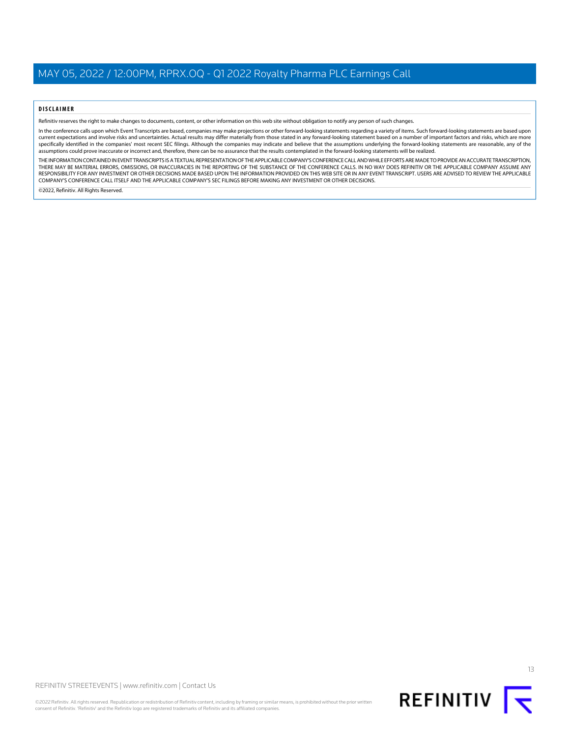## DISCLAIMER

Refinitiv reserves the right to make changes to documents, content, or other information on this web site without obligation to notify any person of such changes.

In the conference calls upon which Event Transcripts are based, companies may make projections or other forward-looking statements regarding a variety of items. Such forward-looking statements are based upon current expectations and involve risks and uncertainties. Actual results may differ materially from those stated in any forward-looking statement based on a number of important factors and risks, which are more specifically identified in the companies' most recent SEC filings. Although the companies may indicate and believe that the assumptions underlying the forward-looking statements are reasonable, any of the assumptions could prove inaccurate or incorrect and, therefore, there can be no assurance that the results contemplated in the forward-looking statements will be realized.

THE INFORMATION CONTAINED IN EVENT TRANSCRIPTS IS A TEXTUAL REPRESENTATION OF THE APPLICABLE COMPANY'S CONFERENCE CALL AND WHILE EFFORTS ARE MADE TO PROVIDE AN ACCURATE TRANSCRIPTION, THERE MAY BE MATERIAL ERRORS, OMISSIONS, OR INACCURACIES IN THE REPORTING OF THE SUBSTANCE OF THE CONFERENCE CALLS. IN NO WAY DOES REFINITIV OR THE APPLICABLE COMPANY ASSUME ANY RESPONSIBILITY FOR ANY INVESTMENT OR OTHER DECISIONS MADE BASED UPON THE INFORMATION PROVIDED ON THIS WEB SITE OR IN ANY EVENT TRANSCRIPT. USERS ARE ADVISED TO REVIEW THE APPLICABLE COMPANY'S CONFERENCE CALL ITSELF AND THE APPLICABLE COMPANY'S SEC FILINGS BEFORE MAKING ANY INVESTMENT OR OTHER DECISIONS.

©2022, Refinitiv. All Rights Reserved.